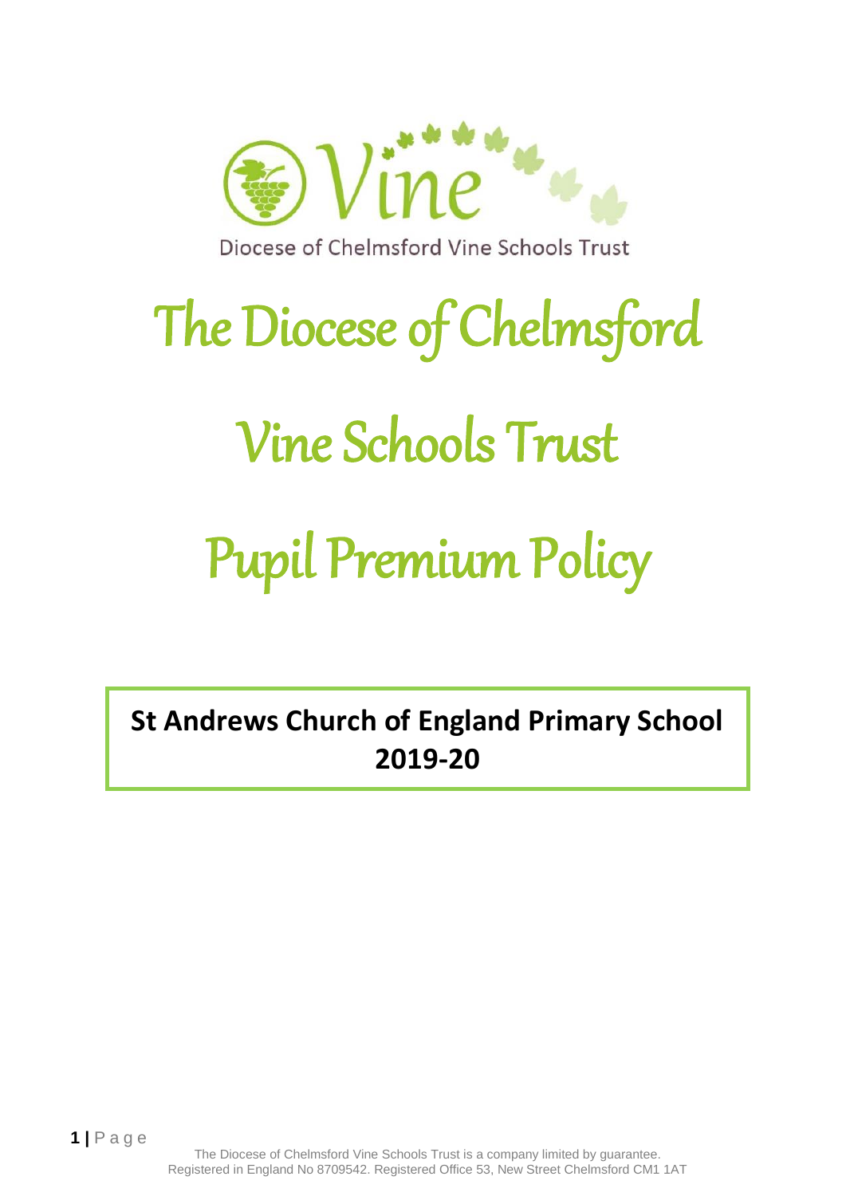Diocese of Chelmsford Vine Schools Trust

# The Diocese of Chelmsford Vine Schools Trust Pupil Premium Policy

**St Andrews Church of England Primary School 2019-20**

The Diocese of Chelmsford Vine Schools Trust is a company limited by guarantee.
Registered in England No 8709542. Registered Office 53, New Street Chelmsford CM1 1AT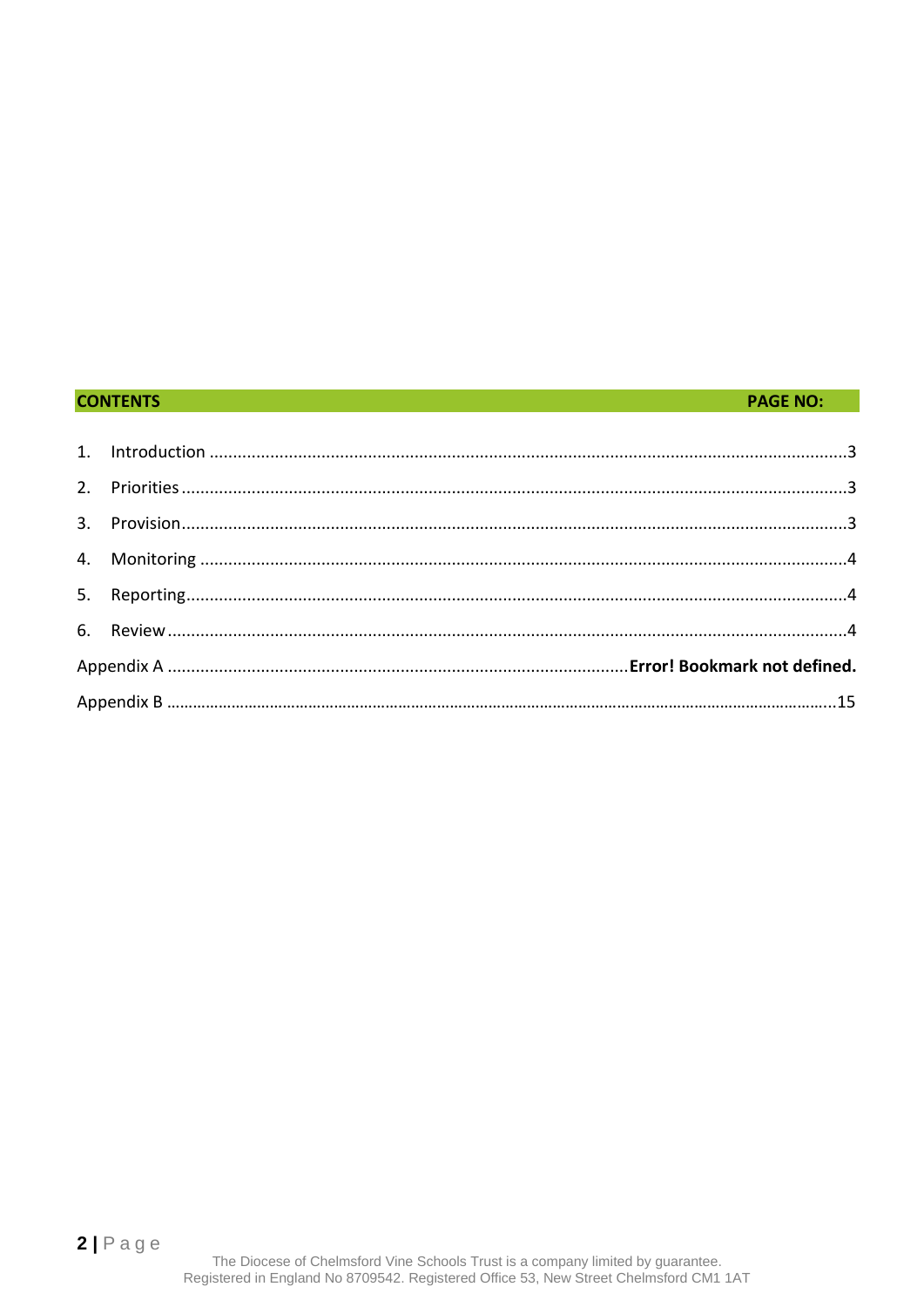| CONTENTS | PAGE NO: |
|---|---|
| 1. Introduction | 3 |
| 2. Priorities | 3 |
| 3. Provision | 3 |
| 4. Monitoring | 4 |
| 5. Reporting | 4 |
| 6. Review | 4 |
| Appendix A | **Error! Bookmark not defined.** |
| Appendix B | 15 |

The Diocese of Chelmsford Vine Schools Trust is a company limited by guarantee.
Registered in England No 8709542. Registered Office 53, New Street Chelmsford CM1 1AT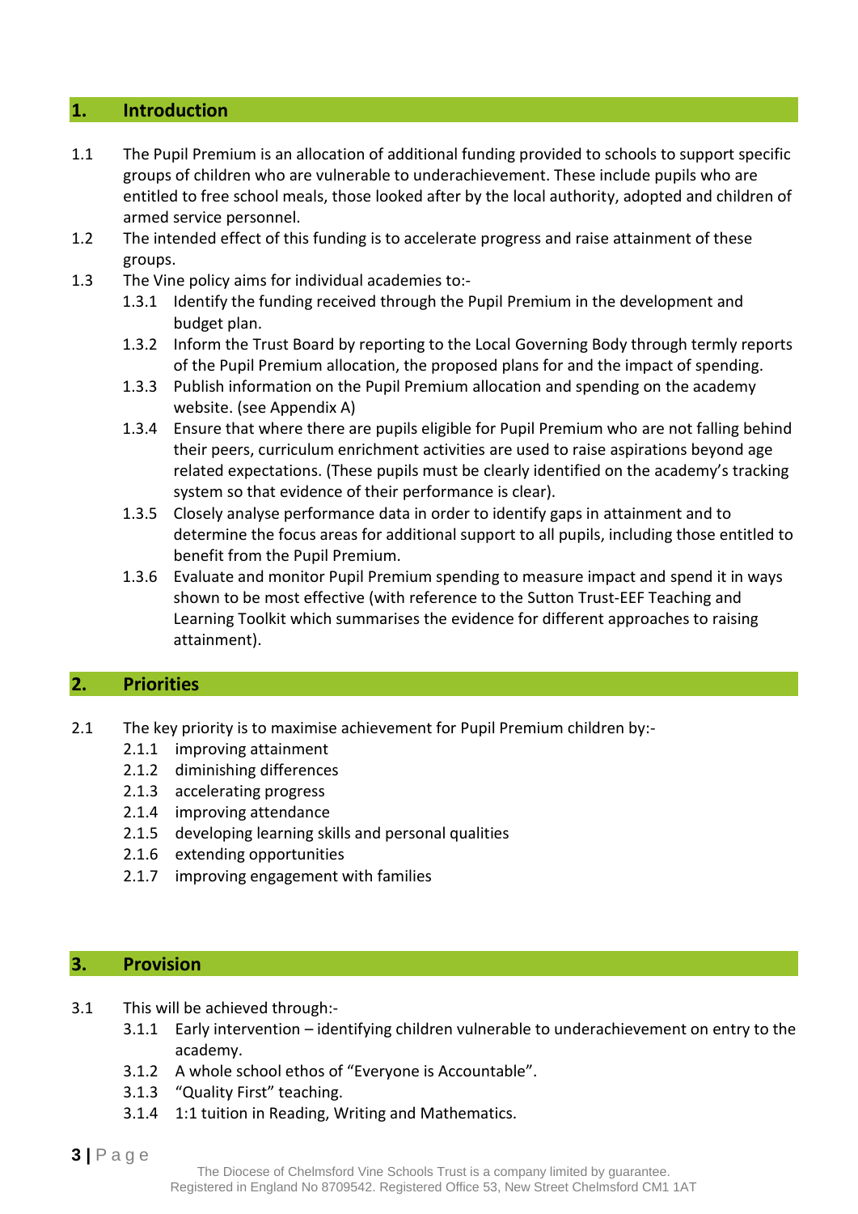## 1. Introduction

1.1 The Pupil Premium is an allocation of additional funding provided to schools to support specific groups of children who are vulnerable to underachievement. These include pupils who are entitled to free school meals, those looked after by the local authority, adopted and children of armed service personnel.

1.2 The intended effect of this funding is to accelerate progress and raise attainment of these groups.

1.3 The Vine policy aims for individual academies to:-

- 1.3.1 Identify the funding received through the Pupil Premium in the development and budget plan.
- 1.3.2 Inform the Trust Board by reporting to the Local Governing Body through termly reports of the Pupil Premium allocation, the proposed plans for and the impact of spending.
- 1.3.3 Publish information on the Pupil Premium allocation and spending on the academy website. (see Appendix A)
- 1.3.4 Ensure that where there are pupils eligible for Pupil Premium who are not falling behind their peers, curriculum enrichment activities are used to raise aspirations beyond age related expectations. (These pupils must be clearly identified on the academy's tracking system so that evidence of their performance is clear).
- 1.3.5 Closely analyse performance data in order to identify gaps in attainment and to determine the focus areas for additional support to all pupils, including those entitled to benefit from the Pupil Premium.
- 1.3.6 Evaluate and monitor Pupil Premium spending to measure impact and spend it in ways shown to be most effective (with reference to the Sutton Trust-EEF Teaching and Learning Toolkit which summarises the evidence for different approaches to raising attainment).

## 2. Priorities

2.1 The key priority is to maximise achievement for Pupil Premium children by:-

- 2.1.1 improving attainment
- 2.1.2 diminishing differences
- 2.1.3 accelerating progress
- 2.1.4 improving attendance
- 2.1.5 developing learning skills and personal qualities
- 2.1.6 extending opportunities
- 2.1.7 improving engagement with families

## 3. Provision

3.1 This will be achieved through:-

- 3.1.1 Early intervention – identifying children vulnerable to underachievement on entry to the academy.
- 3.1.2 A whole school ethos of "Everyone is Accountable".
- 3.1.3 "Quality First" teaching.
- 3.1.4 1:1 tuition in Reading, Writing and Mathematics.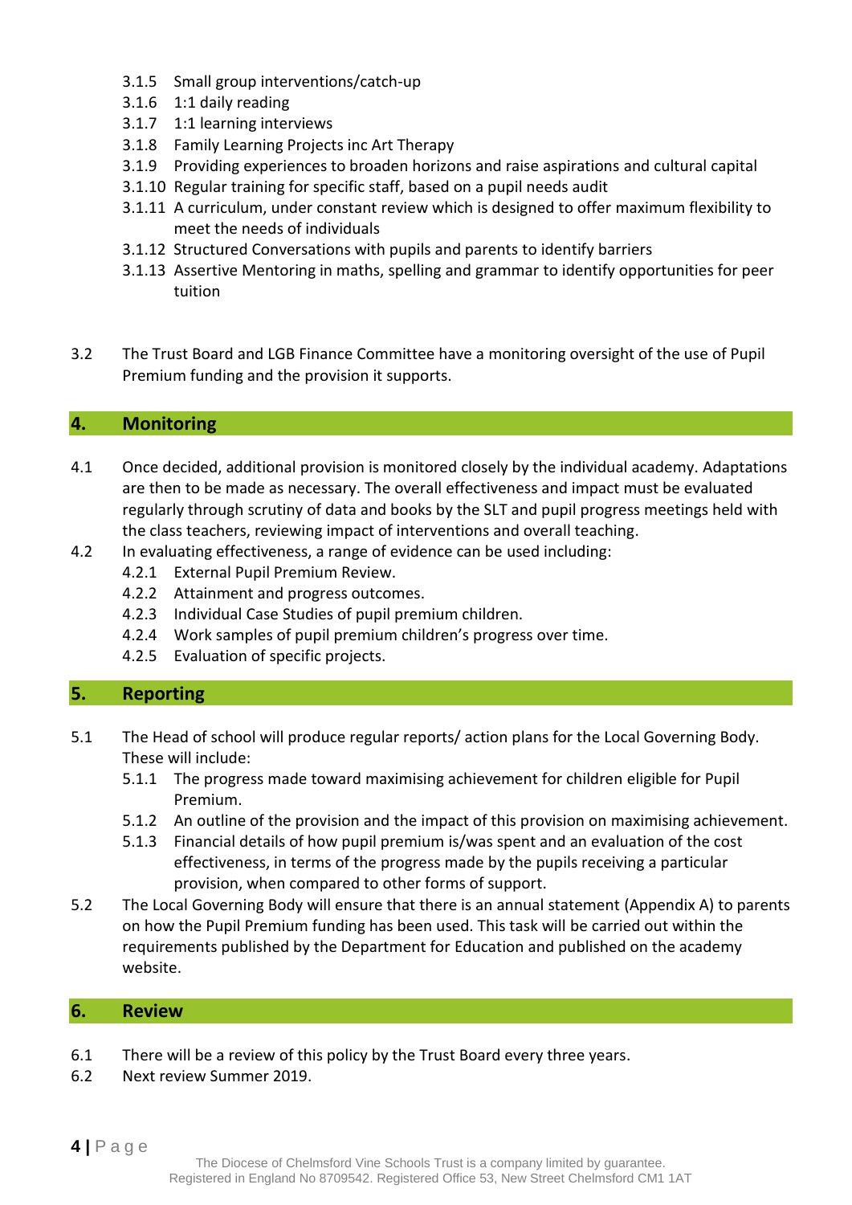3.1.5 Small group interventions/catch-up
3.1.6 1:1 daily reading
3.1.7 1:1 learning interviews
3.1.8 Family Learning Projects inc Art Therapy
3.1.9 Providing experiences to broaden horizons and raise aspirations and cultural capital
3.1.10 Regular training for specific staff, based on a pupil needs audit
3.1.11 A curriculum, under constant review which is designed to offer maximum flexibility to meet the needs of individuals
3.1.12 Structured Conversations with pupils and parents to identify barriers
3.1.13 Assertive Mentoring in maths, spelling and grammar to identify opportunities for peer tuition

3.2 The Trust Board and LGB Finance Committee have a monitoring oversight of the use of Pupil Premium funding and the provision it supports.

## 4. Monitoring

4.1 Once decided, additional provision is monitored closely by the individual academy. Adaptations are then to be made as necessary. The overall effectiveness and impact must be evaluated regularly through scrutiny of data and books by the SLT and pupil progress meetings held with the class teachers, reviewing impact of interventions and overall teaching.

4.2 In evaluating effectiveness, a range of evidence can be used including:
4.2.1 External Pupil Premium Review.
4.2.2 Attainment and progress outcomes.
4.2.3 Individual Case Studies of pupil premium children.
4.2.4 Work samples of pupil premium children's progress over time.
4.2.5 Evaluation of specific projects.

## 5. Reporting

5.1 The Head of school will produce regular reports/ action plans for the Local Governing Body. These will include:
5.1.1 The progress made toward maximising achievement for children eligible for Pupil Premium.
5.1.2 An outline of the provision and the impact of this provision on maximising achievement.
5.1.3 Financial details of how pupil premium is/was spent and an evaluation of the cost effectiveness, in terms of the progress made by the pupils receiving a particular provision, when compared to other forms of support.

5.2 The Local Governing Body will ensure that there is an annual statement (Appendix A) to parents on how the Pupil Premium funding has been used. This task will be carried out within the requirements published by the Department for Education and published on the academy website.

## 6. Review

6.1 There will be a review of this policy by the Trust Board every three years.
6.2 Next review Summer 2019.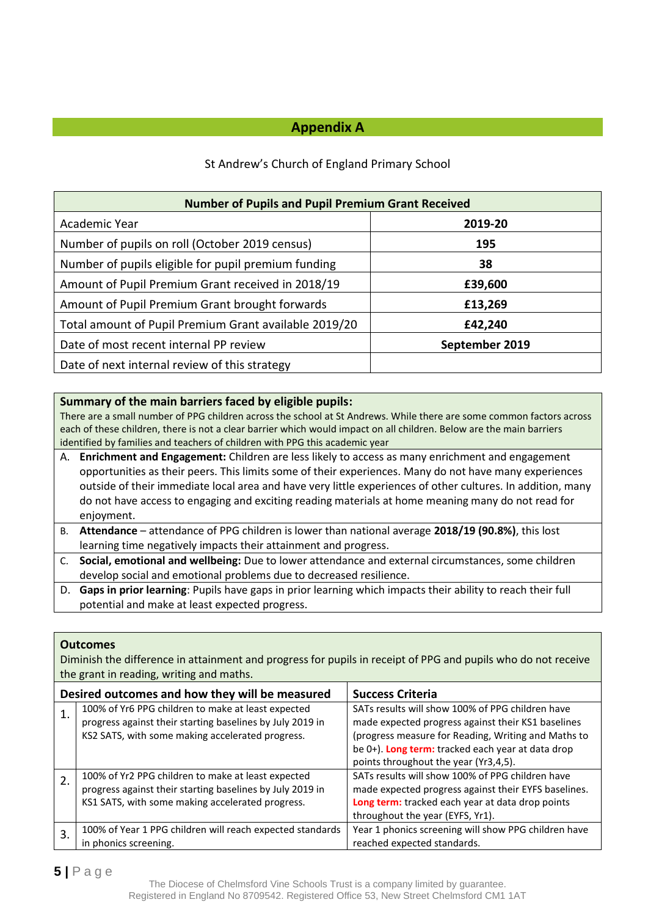## Appendix A

St Andrew's Church of England Primary School

| Number of Pupils and Pupil Premium Grant Received | |
|---|---|
| Academic Year | **2019-20** |
| Number of pupils on roll (October 2019 census) | **195** |
| Number of pupils eligible for pupil premium funding | **38** |
| Amount of Pupil Premium Grant received in 2018/19 | **£39,600** |
| Amount of Pupil Premium Grant brought forwards | **£13,269** |
| Total amount of Pupil Premium Grant available 2019/20 | **£42,240** |
| Date of most recent internal PP review | **September 2019** |
| Date of next internal review of this strategy | |

| Summary of the main barriers faced by eligible pupils: | |
|---|---|
| There are a small number of PPG children across the school at St Andrews. While there are some common factors across each of these children, there is not a clear barrier which would impact on all children. Below are the main barriers identified by families and teachers of children with PPG this academic year | |
| A. | **Enrichment and Engagement:** Children are less likely to access as many enrichment and engagement opportunities as their peers. This limits some of their experiences. Many do not have many experiences outside of their immediate local area and have very little experiences of other cultures. In addition, many do not have access to engaging and exciting reading materials at home meaning many do not read for enjoyment. |
| B. | **Attendance** – attendance of PPG children is lower than national average **2018/19 (90.8%)**, this lost learning time negatively impacts their attainment and progress. |
| C. | **Social, emotional and wellbeing:** Due to lower attendance and external circumstances, some children develop social and emotional problems due to decreased resilience. |
| D. | **Gaps in prior learning**: Pupils have gaps in prior learning which impacts their ability to reach their full potential and make at least expected progress. |

**Outcomes**

Diminish the difference in attainment and progress for pupils in receipt of PPG and pupils who do not receive the grant in reading, writing and maths.

| | Desired outcomes and how they will be measured | Success Criteria |
|---|---|---|
| 1. | 100% of Yr6 PPG children to make at least expected progress against their starting baselines by July 2019 in KS2 SATS, with some making accelerated progress. | SATs results will show 100% of PPG children have made expected progress against their KS1 baselines (progress measure for Reading, Writing and Maths to be 0+). **Long term:** tracked each year at data drop points throughout the year (Yr3,4,5). |
| 2. | 100% of Yr2 PPG children to make at least expected progress against their starting baselines by July 2019 in KS1 SATS, with some making accelerated progress. | SATs results will show 100% of PPG children have made expected progress against their EYFS baselines. **Long term:** tracked each year at data drop points throughout the year (EYFS, Yr1). |
| 3. | 100% of Year 1 PPG children will reach expected standards in phonics screening. | Year 1 phonics screening will show PPG children have reached expected standards. |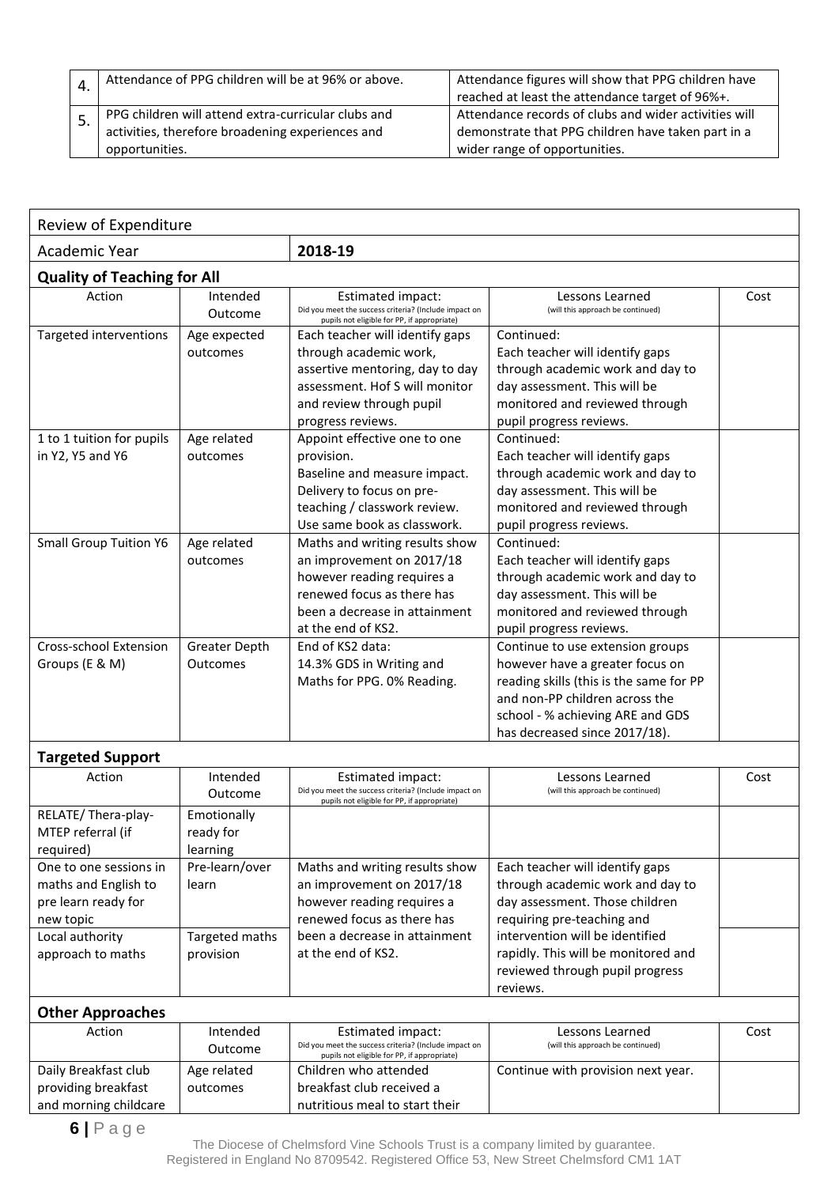| | | |
|---|---|---|
| 4. | Attendance of PPG children will be at 96% or above. | Attendance figures will show that PPG children have reached at least the attendance target of 96%+. |
| 5. | PPG children will attend extra-curricular clubs and activities, therefore broadening experiences and opportunities. | Attendance records of clubs and wider activities will demonstrate that PPG children have taken part in a wider range of opportunities. |

| Review of Expenditure | | | | |
|---|---|---|---|---|
| Academic Year | | **2018-19** | | |
| **Quality of Teaching for All** | | | | |
| Action | Intended Outcome | Estimated impact: Did you meet the success criteria? (Include impact on pupils not eligible for PP, if appropriate) | Lessons Learned (will this approach be continued) | Cost |
| Targeted interventions | Age expected outcomes | Each teacher will identify gaps through academic work, assertive mentoring, day to day assessment. Hof S will monitor and review through pupil progress reviews. | Continued: Each teacher will identify gaps through academic work and day to day assessment. This will be monitored and reviewed through pupil progress reviews. | |
| 1 to 1 tuition for pupils in Y2, Y5 and Y6 | Age related outcomes | Appoint effective one to one provision. Baseline and measure impact. Delivery to focus on pre-teaching / classwork review. Use same book as classwork. | Continued: Each teacher will identify gaps through academic work and day to day assessment. This will be monitored and reviewed through pupil progress reviews. | |
| Small Group Tuition Y6 | Age related outcomes | Maths and writing results show an improvement on 2017/18 however reading requires a renewed focus as there has been a decrease in attainment at the end of KS2. | Continued: Each teacher will identify gaps through academic work and day to day assessment. This will be monitored and reviewed through pupil progress reviews. | |
| Cross-school Extension Groups (E & M) | Greater Depth Outcomes | End of KS2 data: 14.3% GDS in Writing and Maths for PPG. 0% Reading. | Continue to use extension groups however have a greater focus on reading skills (this is the same for PP and non-PP children across the school - % achieving ARE and GDS has decreased since 2017/18). | |
| **Targeted Support** | | | | |
| Action | Intended Outcome | Estimated impact: Did you meet the success criteria? (Include impact on pupils not eligible for PP, if appropriate) | Lessons Learned (will this approach be continued) | Cost |
| RELATE/ Thera-play-MTEP referral (if required) | Emotionally ready for learning | | | |
| One to one sessions in maths and English to pre learn ready for new topic | Pre-learn/over learn | Maths and writing results show an improvement on 2017/18 however reading requires a renewed focus as there has been a decrease in attainment at the end of KS2. | Each teacher will identify gaps through academic work and day to day assessment. Those children requiring pre-teaching and intervention will be identified rapidly. This will be monitored and reviewed through pupil progress reviews. | |
| Local authority approach to maths | Targeted maths provision | | | |
| **Other Approaches** | | | | |
| Action | Intended Outcome | Estimated impact: Did you meet the success criteria? (Include impact on pupils not eligible for PP, if appropriate) | Lessons Learned (will this approach be continued) | Cost |
| Daily Breakfast club providing breakfast and morning childcare | Age related outcomes | Children who attended breakfast club received a nutritious meal to start their | Continue with provision next year. | |

The Diocese of Chelmsford Vine Schools Trust is a company limited by guarantee.
Registered in England No 8709542. Registered Office 53, New Street Chelmsford CM1 1AT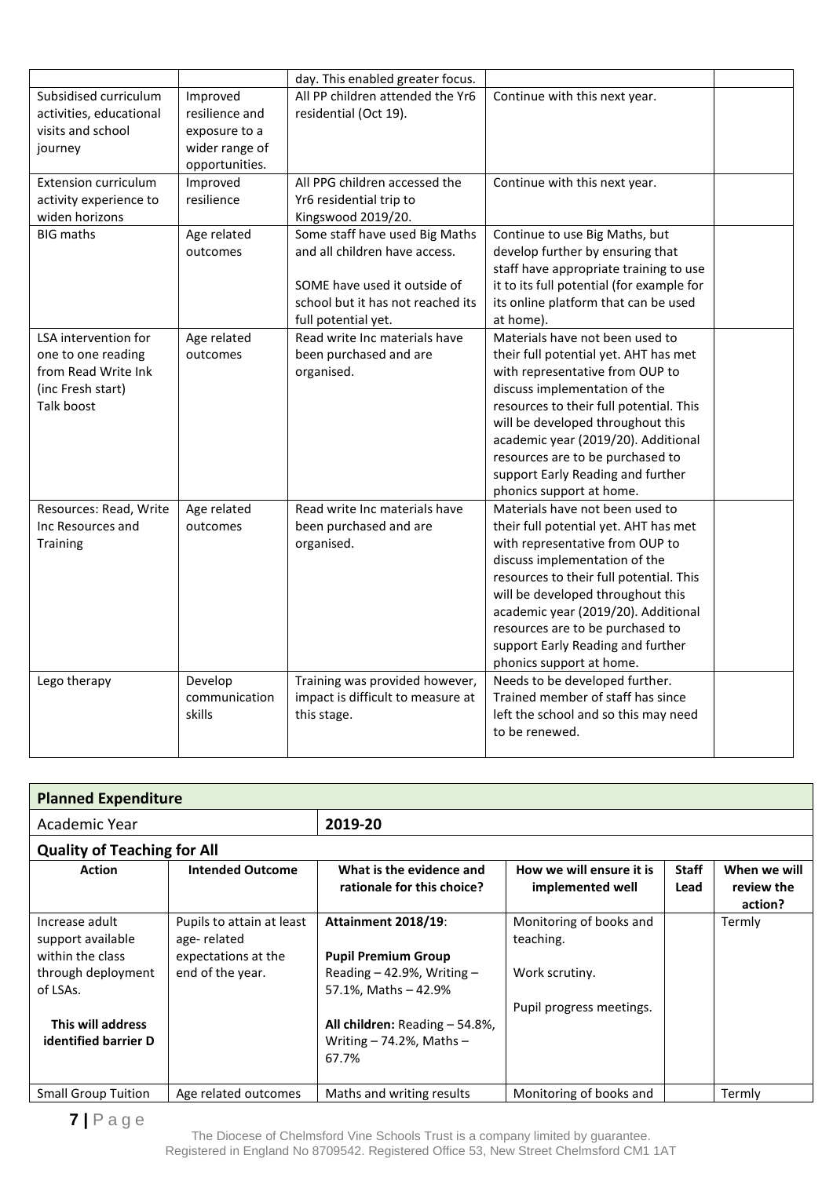| | | day. This enabled greater focus. | | |
|---|---|---|---|---|
| Subsidised curriculum activities, educational visits and school journey | Improved resilience and exposure to a wider range of opportunities. | All PP children attended the Yr6 residential (Oct 19). | Continue with this next year. | |
| Extension curriculum activity experience to widen horizons | Improved resilience | All PPG children accessed the Yr6 residential trip to Kingswood 2019/20. | Continue with this next year. | |
| BIG maths | Age related outcomes | Some staff have used Big Maths and all children have access.<br><br>SOME have used it outside of school but it has not reached its full potential yet. | Continue to use Big Maths, but develop further by ensuring that staff have appropriate training to use it to its full potential (for example for its online platform that can be used at home). | |
| LSA intervention for one to one reading from Read Write Ink (inc Fresh start)<br>Talk boost | Age related outcomes | Read write Inc materials have been purchased and are organised. | Materials have not been used to their full potential yet. AHT has met with representative from OUP to discuss implementation of the resources to their full potential. This will be developed throughout this academic year (2019/20). Additional resources are to be purchased to support Early Reading and further phonics support at home. | |
| Resources: Read, Write Inc Resources and Training | Age related outcomes | Read write Inc materials have been purchased and are organised. | Materials have not been used to their full potential yet. AHT has met with representative from OUP to discuss implementation of the resources to their full potential. This will be developed throughout this academic year (2019/20). Additional resources are to be purchased to support Early Reading and further phonics support at home. | |
| Lego therapy | Develop communication skills | Training was provided however, impact is difficult to measure at this stage. | Needs to be developed further. Trained member of staff has since left the school and so this may need to be renewed. | |

**Planned Expenditure**

| Academic Year | 2019-20 |
|---|---|

**Quality of Teaching for All**

| Action | Intended Outcome | What is the evidence and rationale for this choice? | How we will ensure it is implemented well | Staff Lead | When we will review the action? |
|---|---|---|---|---|---|
| Increase adult support available within the class through deployment of LSAs.<br><br>**This will address identified barrier D** | Pupils to attain at least age- related expectations at the end of the year. | **Attainment 2018/19**:<br><br>**Pupil Premium Group**<br>Reading – 42.9%, Writing – 57.1%, Maths – 42.9%<br><br>**All children:** Reading – 54.8%, Writing – 74.2%, Maths – 67.7% | Monitoring of books and teaching.<br><br>Work scrutiny.<br><br>Pupil progress meetings. | | Termly |
| Small Group Tuition | Age related outcomes | Maths and writing results | Monitoring of books and | | Termly |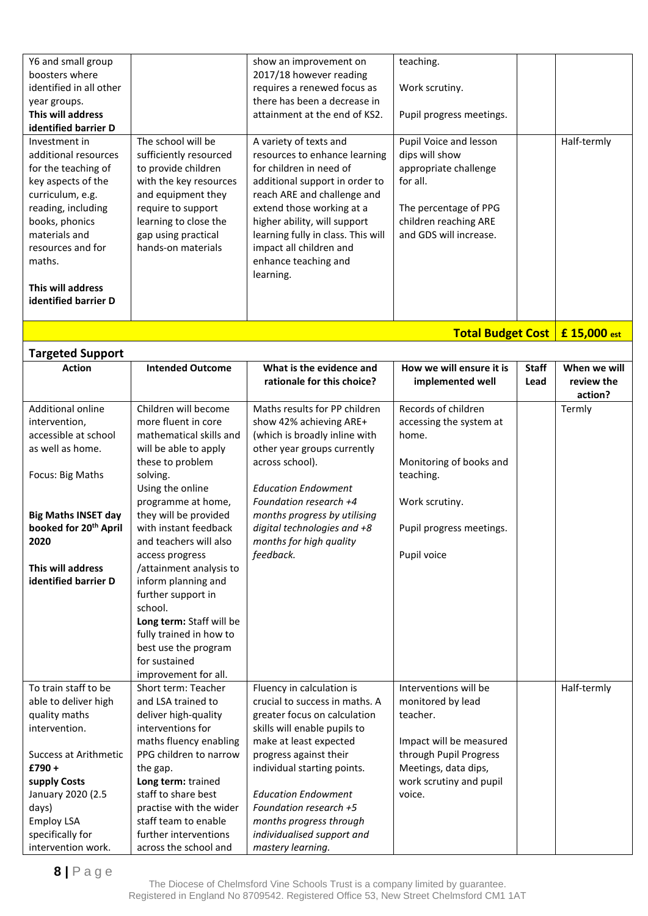| | | | | | |
|---|---|---|---|---|---|
| Y6 and small group boosters where identified in all other year groups. **This will address identified barrier D** | | show an improvement on 2017/18 however reading requires a renewed focus as there has been a decrease in attainment at the end of KS2. | teaching. Work scrutiny. Pupil progress meetings. | | |
| Investment in additional resources for the teaching of key aspects of the curriculum, e.g. reading, including books, phonics materials and resources and for maths. **This will address identified barrier D** | The school will be sufficiently resourced to provide children with the key resources and equipment they require to support learning to close the gap using practical hands-on materials | A variety of texts and resources to enhance learning for children in need of additional support in order to reach ARE and challenge and extend those working at a higher ability, will support learning fully in class. This will impact all children and enhance teaching and learning. | Pupil Voice and lesson dips will show appropriate challenge for all. The percentage of PPG children reaching ARE and GDS will increase. | | Half-termly |
| | | | | **Total Budget Cost** | **£ 15,000 est** |

## Targeted Support

| Action | Intended Outcome | What is the evidence and rationale for this choice? | How we will ensure it is implemented well | Staff Lead | When we will review the action? |
|---|---|---|---|---|---|
| Additional online intervention, accessible at school as well as home. Focus: Big Maths **Big Maths INSET day booked for 20th April 2020** **This will address identified barrier D** | Children will become more fluent in core mathematical skills and will be able to apply these to problem solving. Using the online programme at home, they will be provided with instant feedback and teachers will also access progress /attainment analysis to inform planning and further support in school. **Long term:** Staff will be fully trained in how to best use the program for sustained improvement for all. | Maths results for PP children show 42% achieving ARE+ (which is broadly inline with other year groups currently across school). *Education Endowment Foundation research +4 months progress by utilising digital technologies and +8 months for high quality feedback.* | Records of children accessing the system at home. Monitoring of books and teaching. Work scrutiny. Pupil progress meetings. Pupil voice | | Termly |
| To train staff to be able to deliver high quality maths intervention. Success at Arithmetic **£790 + supply Costs** January 2020 (2.5 days) Employ LSA specifically for intervention work. | Short term: Teacher and LSA trained to deliver high-quality interventions for maths fluency enabling PPG children to narrow the gap. **Long term:** trained staff to share best practise with the wider staff team to enable further interventions across the school and | Fluency in calculation is crucial to success in maths. A greater focus on calculation skills will enable pupils to make at least expected progress against their individual starting points. *Education Endowment Foundation research +5 months progress through individualised support and mastery learning.* | Interventions will be monitored by lead teacher. Impact will be measured through Pupil Progress Meetings, data dips, work scrutiny and pupil voice. | | Half-termly |

The Diocese of Chelmsford Vine Schools Trust is a company limited by guarantee.
Registered in England No 8709542. Registered Office 53, New Street Chelmsford CM1 1AT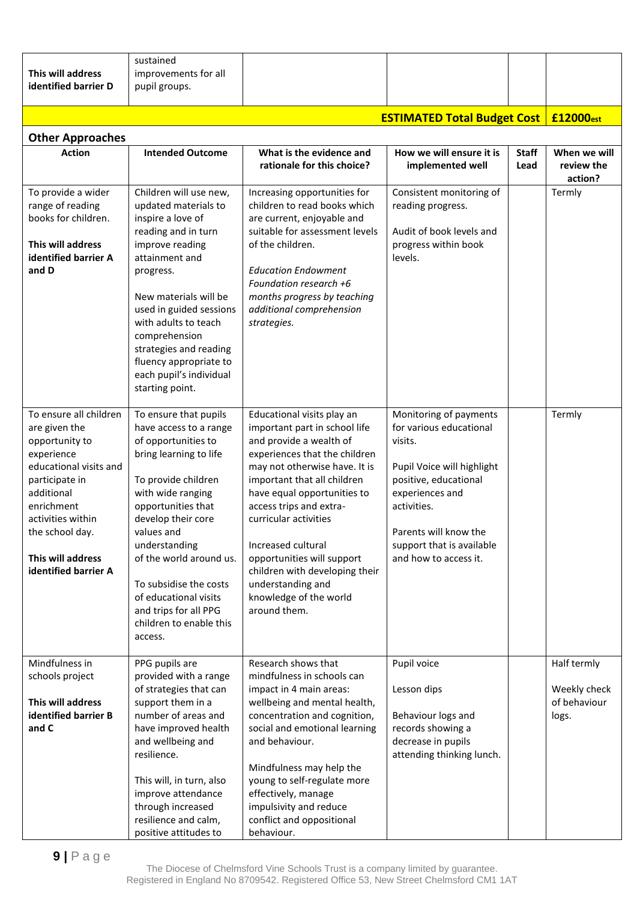| | | | | | |
|---|---|---|---|---|---|
| **This will address identified barrier D** | sustained improvements for all pupil groups. | | | | |
| | | | **ESTIMATED Total Budget Cost** | | **£12000est** |

**Other Approaches**

| Action | Intended Outcome | What is the evidence and rationale for this choice? | How we will ensure it is implemented well | Staff Lead | When we will review the action? |
|---|---|---|---|---|---|
| To provide a wider range of reading books for children.<br><br>**This will address identified barrier A and D** | Children will use new, updated materials to inspire a love of reading and in turn improve reading attainment and progress.<br><br>New materials will be used in guided sessions with adults to teach comprehension strategies and reading fluency appropriate to each pupil's individual starting point. | Increasing opportunities for children to read books which are current, enjoyable and suitable for assessment levels of the children.<br><br>*Education Endowment Foundation research +6 months progress by teaching additional comprehension strategies.* | Consistent monitoring of reading progress.<br><br>Audit of book levels and progress within book levels. | | Termly |
| To ensure all children are given the opportunity to experience educational visits and participate in additional enrichment activities within the school day.<br><br>**This will address identified barrier A** | To ensure that pupils have access to a range of opportunities to bring learning to life<br><br>To provide children with wide ranging opportunities that develop their core values and understanding of the world around us.<br><br>To subsidise the costs of educational visits and trips for all PPG children to enable this access. | Educational visits play an important part in school life and provide a wealth of experiences that the children may not otherwise have. It is important that all children have equal opportunities to access trips and extra-curricular activities<br><br>Increased cultural opportunities will support children with developing their understanding and knowledge of the world around them. | Monitoring of payments for various educational visits.<br><br>Pupil Voice will highlight positive, educational experiences and activities.<br><br>Parents will know the support that is available and how to access it. | | Termly |
| Mindfulness in schools project<br><br>**This will address identified barrier B and C** | PPG pupils are provided with a range of strategies that can support them in a number of areas and have improved health and wellbeing and resilience.<br><br>This will, in turn, also improve attendance through increased resilience and calm, positive attitudes to | Research shows that mindfulness in schools can impact in 4 main areas: wellbeing and mental health, concentration and cognition, social and emotional learning and behaviour.<br><br>Mindfulness may help the young to self-regulate more effectively, manage impulsivity and reduce conflict and oppositional behaviour. | Pupil voice<br><br>Lesson dips<br><br>Behaviour logs and records showing a decrease in pupils attending thinking lunch. | | Half termly<br><br>Weekly check of behaviour logs. |

The Diocese of Chelmsford Vine Schools Trust is a company limited by guarantee.
Registered in England No 8709542. Registered Office 53, New Street Chelmsford CM1 1AT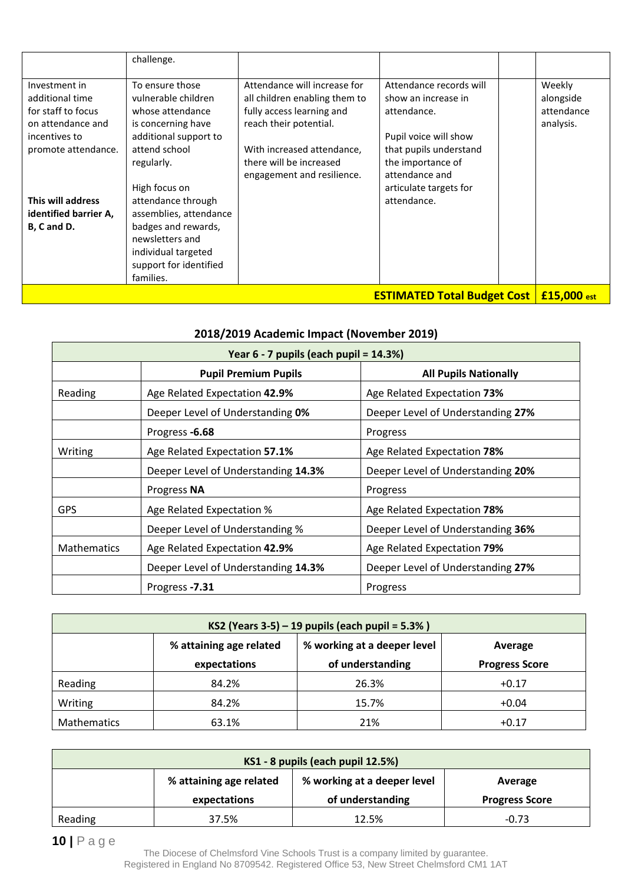|  | challenge. |  |  |  |  |
|---|---|---|---|---|---|
| Investment in additional time for staff to focus on attendance and incentives to promote attendance.<br><br>**This will address identified barrier A, B, C and D.** | To ensure those vulnerable children whose attendance is concerning have additional support to attend school regularly.<br><br>High focus on attendance through assemblies, attendance badges and rewards, newsletters and individual targeted support for identified families. | Attendance will increase for all children enabling them to fully access learning and reach their potential.<br><br>With increased attendance, there will be increased engagement and resilience. | Attendance records will show an increase in attendance.<br><br>Pupil voice will show that pupils understand the importance of attendance and articulate targets for attendance. |  | Weekly alongside attendance analysis. |
|  |  |  |  | **ESTIMATED Total Budget Cost** | **£15,000 est** |

## 2018/2019 Academic Impact (November 2019)

| Year 6 - 7 pupils (each pupil = 14.3%) | | |
|---|---|---|
|  | **Pupil Premium Pupils** | **All Pupils Nationally** |
| Reading | Age Related Expectation **42.9%** | Age Related Expectation **73%** |
|  | Deeper Level of Understanding **0%** | Deeper Level of Understanding **27%** |
|  | Progress **-6.68** | Progress |
| Writing | Age Related Expectation **57.1%** | Age Related Expectation **78%** |
|  | Deeper Level of Understanding **14.3%** | Deeper Level of Understanding **20%** |
|  | Progress **NA** | Progress |
| GPS | Age Related Expectation % | Age Related Expectation **78%** |
|  | Deeper Level of Understanding % | Deeper Level of Understanding **36%** |
| Mathematics | Age Related Expectation **42.9%** | Age Related Expectation **79%** |
|  | Deeper Level of Understanding **14.3%** | Deeper Level of Understanding **27%** |
|  | Progress **-7.31** | Progress |

| KS2 (Years 3-5) – 19 pupils (each pupil = 5.3% ) | | | |
|---|---|---|---|
|  | **% attaining age related expectations** | **% working at a deeper level of understanding** | **Average Progress Score** |
| Reading | 84.2% | 26.3% | +0.17 |
| Writing | 84.2% | 15.7% | +0.04 |
| Mathematics | 63.1% | 21% | +0.17 |

| KS1 - 8 pupils (each pupil 12.5%) | | | |
|---|---|---|---|
|  | **% attaining age related expectations** | **% working at a deeper level of understanding** | **Average Progress Score** |
| Reading | 37.5% | 12.5% | -0.73 |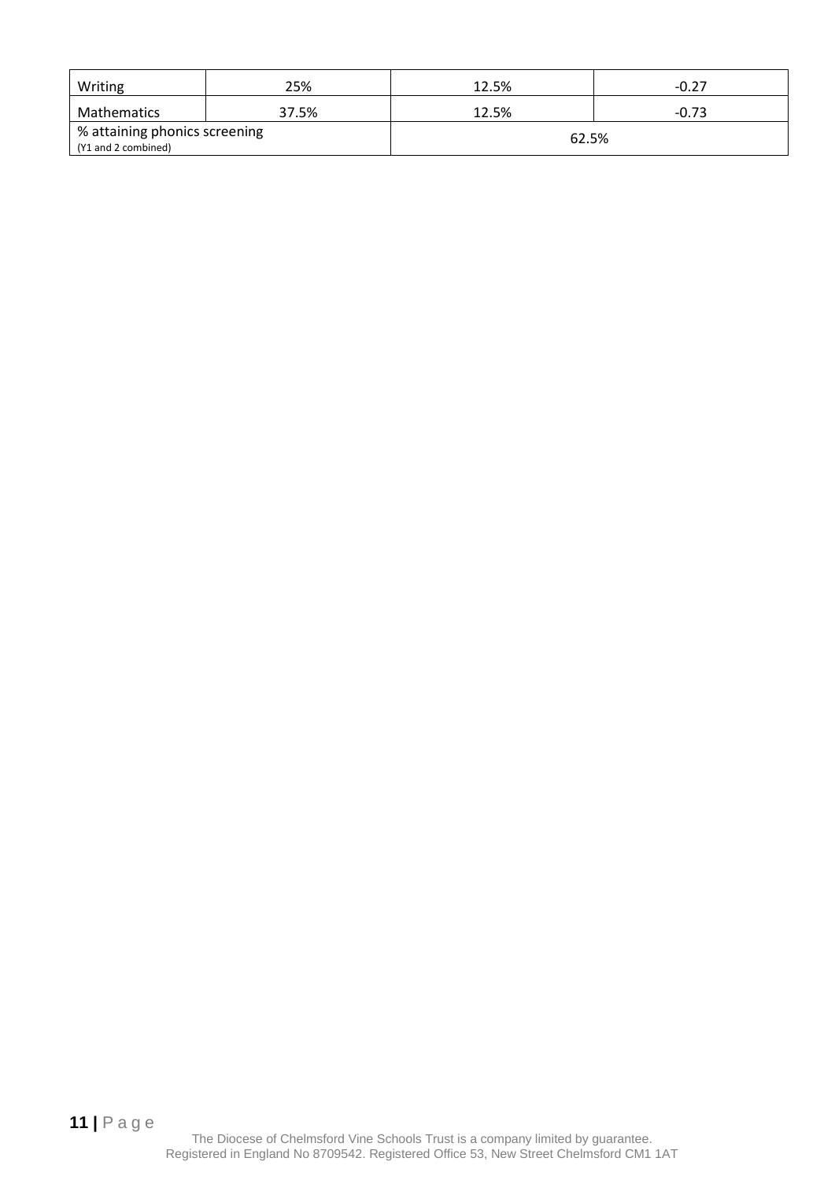| | | | |
|---|---|---|---|
| Writing | 25% | 12.5% | -0.27 |
| Mathematics | 37.5% | 12.5% | -0.73 |
| % attaining phonics screening (Y1 and 2 combined) | | 62.5% | |

The Diocese of Chelmsford Vine Schools Trust is a company limited by guarantee.
Registered in England No 8709542. Registered Office 53, New Street Chelmsford CM1 1AT